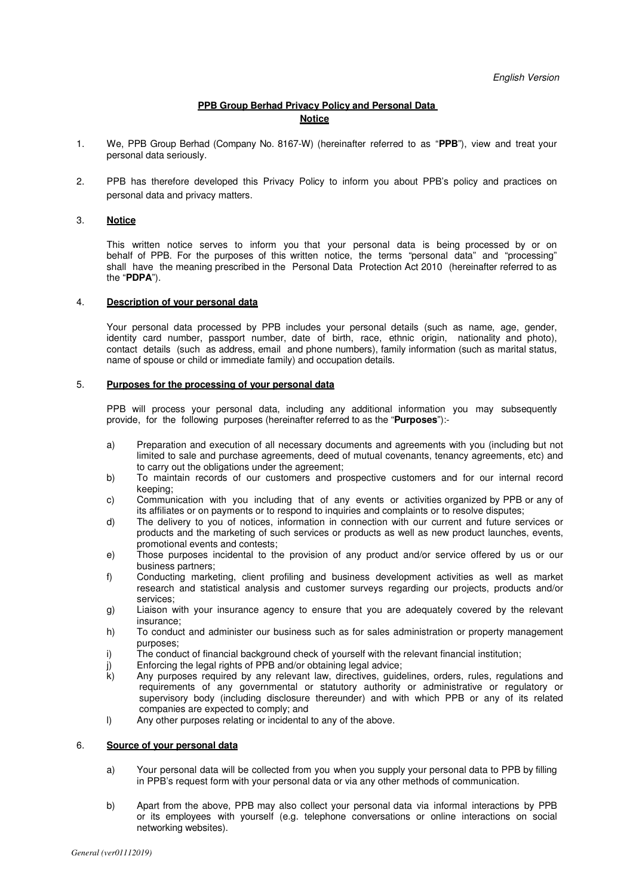*English Version*

# PPB Group Berhad Privacy Policy and Personal Data Notice

1. We, PPB Group Berhad (Company No. 8167-W) (hereinafter referred to as "**PPB**"), view and treat your personal data seriously.

2. PPB has therefore developed this Privacy Policy to inform you about PPB's policy and practices on personal data and privacy matters.

3. **Notice**

   This written notice serves to inform you that your personal data is being processed by or on behalf of PPB. For the purposes of this written notice, the terms "personal data" and "processing" shall have the meaning prescribed in the Personal Data Protection Act 2010 (hereinafter referred to as the "**PDPA**").

4. **Description of your personal data**

   Your personal data processed by PPB includes your personal details (such as name, age, gender, identity card number, passport number, date of birth, race, ethnic origin, nationality and photo), contact details (such as address, email and phone numbers), family information (such as marital status, name of spouse or child or immediate family) and occupation details.

5. **Purposes for the processing of your personal data**

   PPB will process your personal data, including any additional information you may subsequently provide, for the following purposes (hereinafter referred to as the "**Purposes**"):-

   a) Preparation and execution of all necessary documents and agreements with you (including but not limited to sale and purchase agreements, deed of mutual covenants, tenancy agreements, etc) and to carry out the obligations under the agreement;
   b) To maintain records of our customers and prospective customers and for our internal record keeping;
   c) Communication with you including that of any events or activities organized by PPB or any of its affiliates or on payments or to respond to inquiries and complaints or to resolve disputes;
   d) The delivery to you of notices, information in connection with our current and future services or products and the marketing of such services or products as well as new product launches, events, promotional events and contests;
   e) Those purposes incidental to the provision of any product and/or service offered by us or our business partners;
   f) Conducting marketing, client profiling and business development activities as well as market research and statistical analysis and customer surveys regarding our projects, products and/or services;
   g) Liaison with your insurance agency to ensure that you are adequately covered by the relevant insurance;
   h) To conduct and administer our business such as for sales administration or property management purposes;
   i) The conduct of financial background check of yourself with the relevant financial institution;
   j) Enforcing the legal rights of PPB and/or obtaining legal advice;
   k) Any purposes required by any relevant law, directives, guidelines, orders, rules, regulations and requirements of any governmental or statutory authority or administrative or regulatory or supervisory body (including disclosure thereunder) and with which PPB or any of its related companies are expected to comply; and
   l) Any other purposes relating or incidental to any of the above.

6. **Source of your personal data**

   a) Your personal data will be collected from you when you supply your personal data to PPB by filling in PPB's request form with your personal data or via any other methods of communication.

   b) Apart from the above, PPB may also collect your personal data via informal interactions by PPB or its employees with yourself (e.g. telephone conversations or online interactions on social networking websites).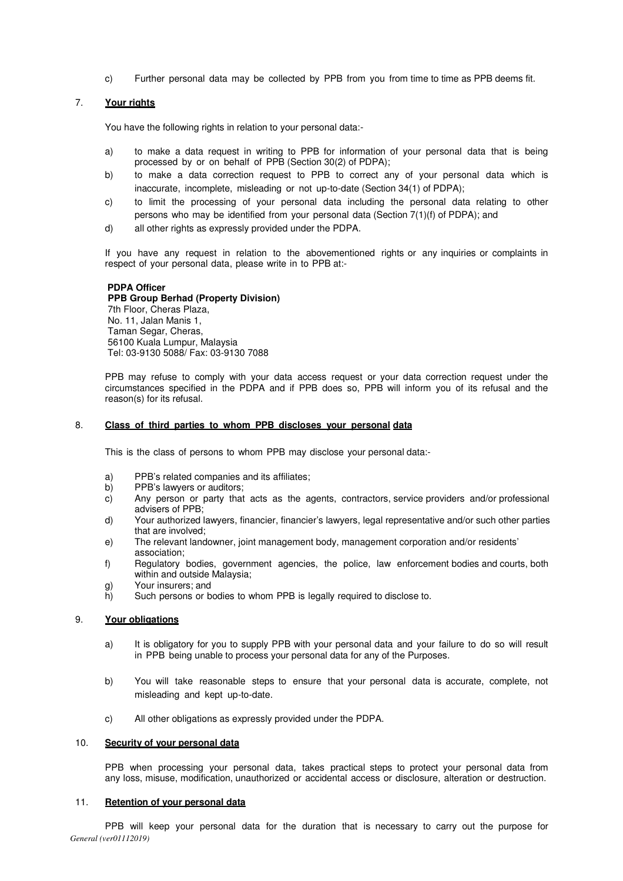c) Further personal data may be collected by PPB from you from time to time as PPB deems fit.

## 7. Your rights

You have the following rights in relation to your personal data:-

a) to make a data request in writing to PPB for information of your personal data that is being processed by or on behalf of PPB (Section 30(2) of PDPA);

b) to make a data correction request to PPB to correct any of your personal data which is inaccurate, incomplete, misleading or not up-to-date (Section 34(1) of PDPA);

c) to limit the processing of your personal data including the personal data relating to other persons who may be identified from your personal data (Section 7(1)(f) of PDPA); and

d) all other rights as expressly provided under the PDPA.

If you have any request in relation to the abovementioned rights or any inquiries or complaints in respect of your personal data, please write in to PPB at:-

**PDPA Officer**
**PPB Group Berhad (Property Division)**
7th Floor, Cheras Plaza,
No. 11, Jalan Manis 1,
Taman Segar, Cheras,
56100 Kuala Lumpur, Malaysia
Tel: 03-9130 5088/ Fax: 03-9130 7088

PPB may refuse to comply with your data access request or your data correction request under the circumstances specified in the PDPA and if PPB does so, PPB will inform you of its refusal and the reason(s) for its refusal.

## 8. Class of third parties to whom PPB discloses your personal data

This is the class of persons to whom PPB may disclose your personal data:-

a) PPB's related companies and its affiliates;

b) PPB's lawyers or auditors;

c) Any person or party that acts as the agents, contractors, service providers and/or professional advisers of PPB;

d) Your authorized lawyers, financier, financier's lawyers, legal representative and/or such other parties that are involved;

e) The relevant landowner, joint management body, management corporation and/or residents' association;

f) Regulatory bodies, government agencies, the police, law enforcement bodies and courts, both within and outside Malaysia;

g) Your insurers; and

h) Such persons or bodies to whom PPB is legally required to disclose to.

## 9. Your obligations

a) It is obligatory for you to supply PPB with your personal data and your failure to do so will result in PPB being unable to process your personal data for any of the Purposes.

b) You will take reasonable steps to ensure that your personal data is accurate, complete, not misleading and kept up-to-date.

c) All other obligations as expressly provided under the PDPA.

## 10. Security of your personal data

PPB when processing your personal data, takes practical steps to protect your personal data from any loss, misuse, modification, unauthorized or accidental access or disclosure, alteration or destruction.

## 11. Retention of your personal data

PPB will keep your personal data for the duration that is necessary to carry out the purpose for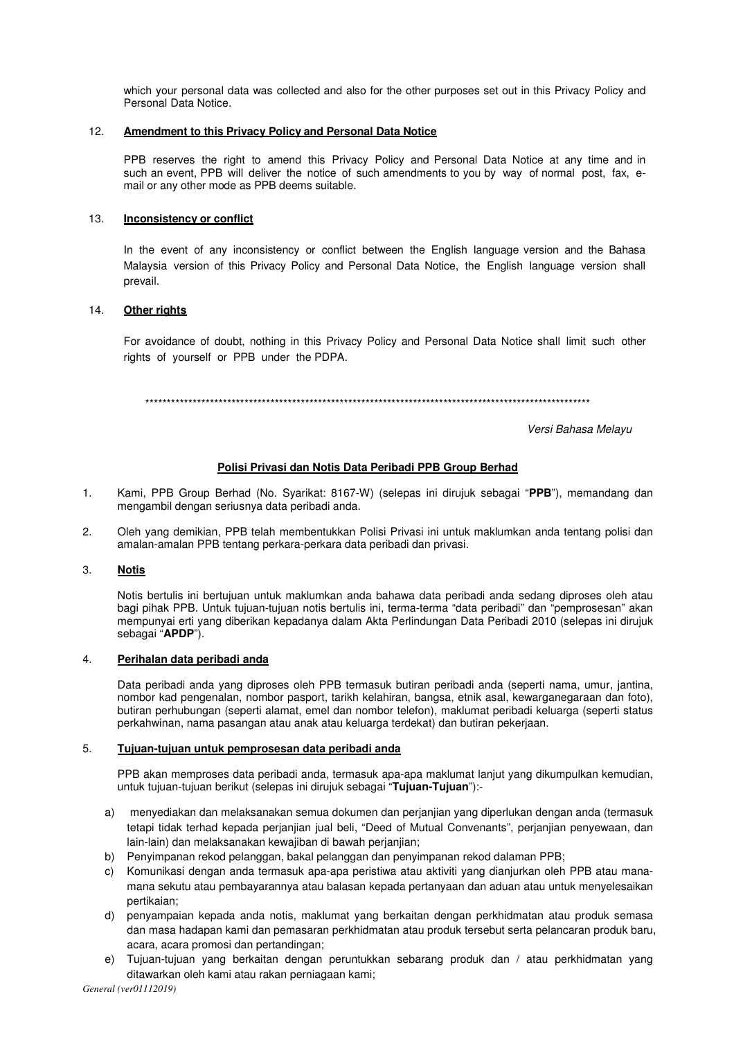which your personal data was collected and also for the other purposes set out in this Privacy Policy and Personal Data Notice.

12. **Amendment to this Privacy Policy and Personal Data Notice**

PPB reserves the right to amend this Privacy Policy and Personal Data Notice at any time and in such an event, PPB will deliver the notice of such amendments to you by way of normal post, fax, e-mail or any other mode as PPB deems suitable.

13. **Inconsistency or conflict**

In the event of any inconsistency or conflict between the English language version and the Bahasa Malaysia version of this Privacy Policy and Personal Data Notice, the English language version shall prevail.

14. **Other rights**

For avoidance of doubt, nothing in this Privacy Policy and Personal Data Notice shall limit such other rights of yourself or PPB under the PDPA.

*****************************************************************************************************

*Versi Bahasa Melayu*

## Polisi Privasi dan Notis Data Peribadi PPB Group Berhad

1. Kami, PPB Group Berhad (No. Syarikat: 8167-W) (selepas ini dirujuk sebagai "**PPB**"), memandang dan mengambil dengan seriusnya data peribadi anda.

2. Oleh yang demikian, PPB telah membentukkan Polisi Privasi ini untuk maklumkan anda tentang polisi dan amalan-amalan PPB tentang perkara-perkara data peribadi dan privasi.

3. **Notis**

Notis bertulis ini bertujuan untuk maklumkan anda bahawa data peribadi anda sedang diproses oleh atau bagi pihak PPB. Untuk tujuan-tujuan notis bertulis ini, terma-terma "data peribadi" dan "pemprosesan" akan mempunyai erti yang diberikan kepadanya dalam Akta Perlindungan Data Peribadi 2010 (selepas ini dirujuk sebagai "**APDP**").

4. **Perihalan data peribadi anda**

Data peribadi anda yang diproses oleh PPB termasuk butiran peribadi anda (seperti nama, umur, jantina, nombor kad pengenalan, nombor pasport, tarikh kelahiran, bangsa, etnik asal, kewarganegaraan dan foto), butiran perhubungan (seperti alamat, emel dan nombor telefon), maklumat peribadi keluarga (seperti status perkahwinan, nama pasangan atau anak atau keluarga terdekat) dan butiran pekerjaan.

5. **Tujuan-tujuan untuk pemprosesan data peribadi anda**

PPB akan memproses data peribadi anda, termasuk apa-apa maklumat lanjut yang dikumpulkan kemudian, untuk tujuan-tujuan berikut (selepas ini dirujuk sebagai "**Tujuan-Tujuan**"):-

a) menyediakan dan melaksanakan semua dokumen dan perjanjian yang diperlukan dengan anda (termasuk tetapi tidak terhad kepada perjanjian jual beli, "Deed of Mutual Convenants", perjanjian penyewaan, dan lain-lain) dan melaksanakan kewajiban di bawah perjanjian;
b) Penyimpanan rekod pelanggan, bakal pelanggan dan penyimpanan rekod dalaman PPB;
c) Komunikasi dengan anda termasuk apa-apa peristiwa atau aktiviti yang dianjurkan oleh PPB atau mana-mana sekutu atau pembayarannya atau balasan kepada pertanyaan dan aduan atau untuk menyelesaikan pertikaian;
d) penyampaian kepada anda notis, maklumat yang berkaitan dengan perkhidmatan atau produk semasa dan masa hadapan kami dan pemasaran perkhidmatan atau produk tersebut serta pelancaran produk baru, acara, acara promosi dan pertandingan;
e) Tujuan-tujuan yang berkaitan dengan peruntukkan sebarang produk dan / atau perkhidmatan yang ditawarkan oleh kami atau rakan perniagaan kami;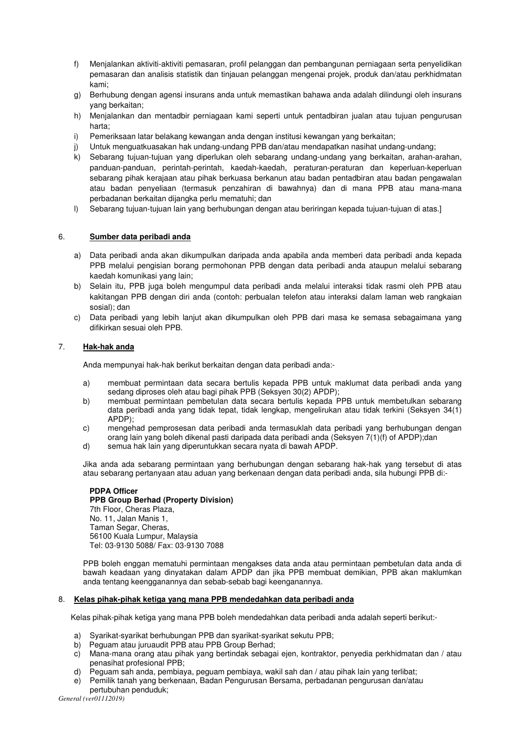f) Menjalankan aktiviti-aktiviti pemasaran, profil pelanggan dan pembangunan perniagaan serta penyelidikan pemasaran dan analisis statistik dan tinjauan pelanggan mengenai projek, produk dan/atau perkhidmatan kami;
g) Berhubung dengan agensi insurans anda untuk memastikan bahawa anda adalah dilindungi oleh insurans yang berkaitan;
h) Menjalankan dan mentadbir perniagaan kami seperti untuk pentadbiran jualan atau tujuan pengurusan harta;
i) Pemeriksaan latar belakang kewangan anda dengan institusi kewangan yang berkaitan;
j) Untuk menguatkuasakan hak undang-undang PPB dan/atau mendapatkan nasihat undang-undang;
k) Sebarang tujuan-tujuan yang diperlukan oleh sebarang undang-undang yang berkaitan, arahan-arahan, panduan-panduan, perintah-perintah, kaedah-kaedah, peraturan-peraturan dan keperluan-keperluan sebarang pihak kerajaan atau pihak berkuasa berkanun atau badan pentadbiran atau badan pengawalan atau badan penyeliaan (termasuk penzahiran di bawahnya) dan di mana PPB atau mana-mana perbadanan berkaitan dijangka perlu mematuhi; dan
l) Sebarang tujuan-tujuan lain yang berhubungan dengan atau beriringan kepada tujuan-tujuan di atas.]

6. **Sumber data peribadi anda**

a) Data peribadi anda akan dikumpulkan daripada anda apabila anda memberi data peribadi anda kepada PPB melalui pengisian borang permohonan PPB dengan data peribadi anda ataupun melalui sebarang kaedah komunikasi yang lain;
b) Selain itu, PPB juga boleh mengumpul data peribadi anda melalui interaksi tidak rasmi oleh PPB atau kakitangan PPB dengan diri anda (contoh: perbualan telefon atau interaksi dalam laman web rangkaian sosial); dan
c) Data peribadi yang lebih lanjut akan dikumpulkan oleh PPB dari masa ke semasa sebagaimana yang difikirkan sesuai oleh PPB.

7. **Hak-hak anda**

Anda mempunyai hak-hak berikut berkaitan dengan data peribadi anda:-

a) membuat permintaan data secara bertulis kepada PPB untuk maklumat data peribadi anda yang sedang diproses oleh atau bagi pihak PPB (Seksyen 30(2) APDP);
b) membuat permintaan pembetulan data secara bertulis kepada PPB untuk membetulkan sebarang data peribadi anda yang tidak tepat, tidak lengkap, mengelirukan atau tidak terkini (Seksyen 34(1) APDP);
c) mengehad pemprosesan data peribadi anda termasuklah data peribadi yang berhubungan dengan orang lain yang boleh dikenal pasti daripada data peribadi anda (Seksyen 7(1)(f) of APDP);dan
d) semua hak lain yang diperuntukkan secara nyata di bawah APDP.

Jika anda ada sebarang permintaan yang berhubungan dengan sebarang hak-hak yang tersebut di atas atau sebarang pertanyaan atau aduan yang berkenaan dengan data peribadi anda, sila hubungi PPB di:-

**PDPA Officer**
**PPB Group Berhad (Property Division)**
7th Floor, Cheras Plaza,
No. 11, Jalan Manis 1,
Taman Segar, Cheras,
56100 Kuala Lumpur, Malaysia
Tel: 03-9130 5088/ Fax: 03-9130 7088

PPB boleh enggan mematuhi permintaan mengakses data anda atau permintaan pembetulan data anda di bawah keadaan yang dinyatakan dalam APDP dan jika PPB membuat demikian, PPB akan maklumkan anda tentang keengganannya dan sebab-sebab bagi keenganannya.

8. **Kelas pihak-pihak ketiga yang mana PPB mendedahkan data peribadi anda**

Kelas pihak-pihak ketiga yang mana PPB boleh mendedahkan data peribadi anda adalah seperti berikut:-

a) Syarikat-syarikat berhubungan PPB dan syarikat-syarikat sekutu PPB;
b) Peguam atau juruaudit PPB atau PPB Group Berhad;
c) Mana-mana orang atau pihak yang bertindak sebagai ejen, kontraktor, penyedia perkhidmatan dan / atau penasihat profesional PPB;
d) Peguam sah anda, pembiaya, peguam pembiaya, wakil sah dan / atau pihak lain yang terlibat;
e) Pemilik tanah yang berkenaan, Badan Pengurusan Bersama, perbadanan pengurusan dan/atau pertubuhan penduduk;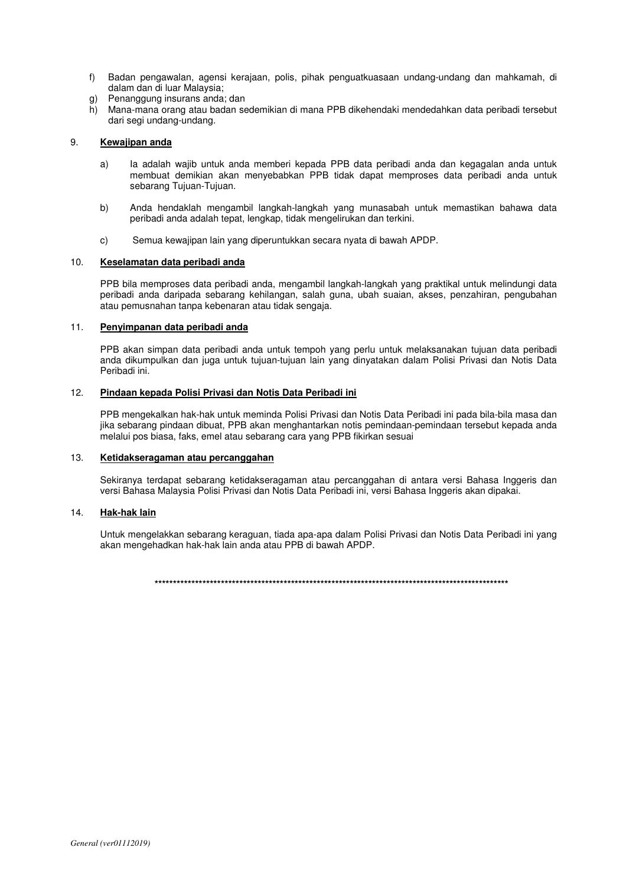f) Badan pengawalan, agensi kerajaan, polis, pihak penguatkuasaan undang-undang dan mahkamah, di dalam dan di luar Malaysia;
g) Penanggung insurans anda; dan
h) Mana-mana orang atau badan sedemikian di mana PPB dikehendaki mendedahkan data peribadi tersebut dari segi undang-undang.

9. **Kewajipan anda**

a) Ia adalah wajib untuk anda memberi kepada PPB data peribadi anda dan kegagalan anda untuk membuat demikian akan menyebabkan PPB tidak dapat memproses data peribadi anda untuk sebarang Tujuan-Tujuan.

b) Anda hendaklah mengambil langkah-langkah yang munasabah untuk memastikan bahawa data peribadi anda adalah tepat, lengkap, tidak mengelirukan dan terkini.

c) Semua kewajipan lain yang diperuntukkan secara nyata di bawah APDP.

10. **Keselamatan data peribadi anda**

PPB bila memproses data peribadi anda, mengambil langkah-langkah yang praktikal untuk melindungi data peribadi anda daripada sebarang kehilangan, salah guna, ubah suaian, akses, penzahiran, pengubahan atau pemusnahan tanpa kebenaran atau tidak sengaja.

11. **Penyimpanan data peribadi anda**

PPB akan simpan data peribadi anda untuk tempoh yang perlu untuk melaksanakan tujuan data peribadi anda dikumpulkan dan juga untuk tujuan-tujuan lain yang dinyatakan dalam Polisi Privasi dan Notis Data Peribadi ini.

12. **Pindaan kepada Polisi Privasi dan Notis Data Peribadi ini**

PPB mengekalkan hak-hak untuk meminda Polisi Privasi dan Notis Data Peribadi ini pada bila-bila masa dan jika sebarang pindaan dibuat, PPB akan menghantarkan notis pemindaan-pemindaan tersebut kepada anda melalui pos biasa, faks, emel atau sebarang cara yang PPB fikirkan sesuai

13. **Ketidakseragaman atau percanggahan**

Sekiranya terdapat sebarang ketidakseragaman atau percanggahan di antara versi Bahasa Inggeris dan versi Bahasa Malaysia Polisi Privasi dan Notis Data Peribadi ini, versi Bahasa Inggeris akan dipakai.

14. **Hak-hak lain**

Untuk mengelakkan sebarang keraguan, tiada apa-apa dalam Polisi Privasi dan Notis Data Peribadi ini yang akan mengehadkan hak-hak lain anda atau PPB di bawah APDP.

***************************************************************************************************